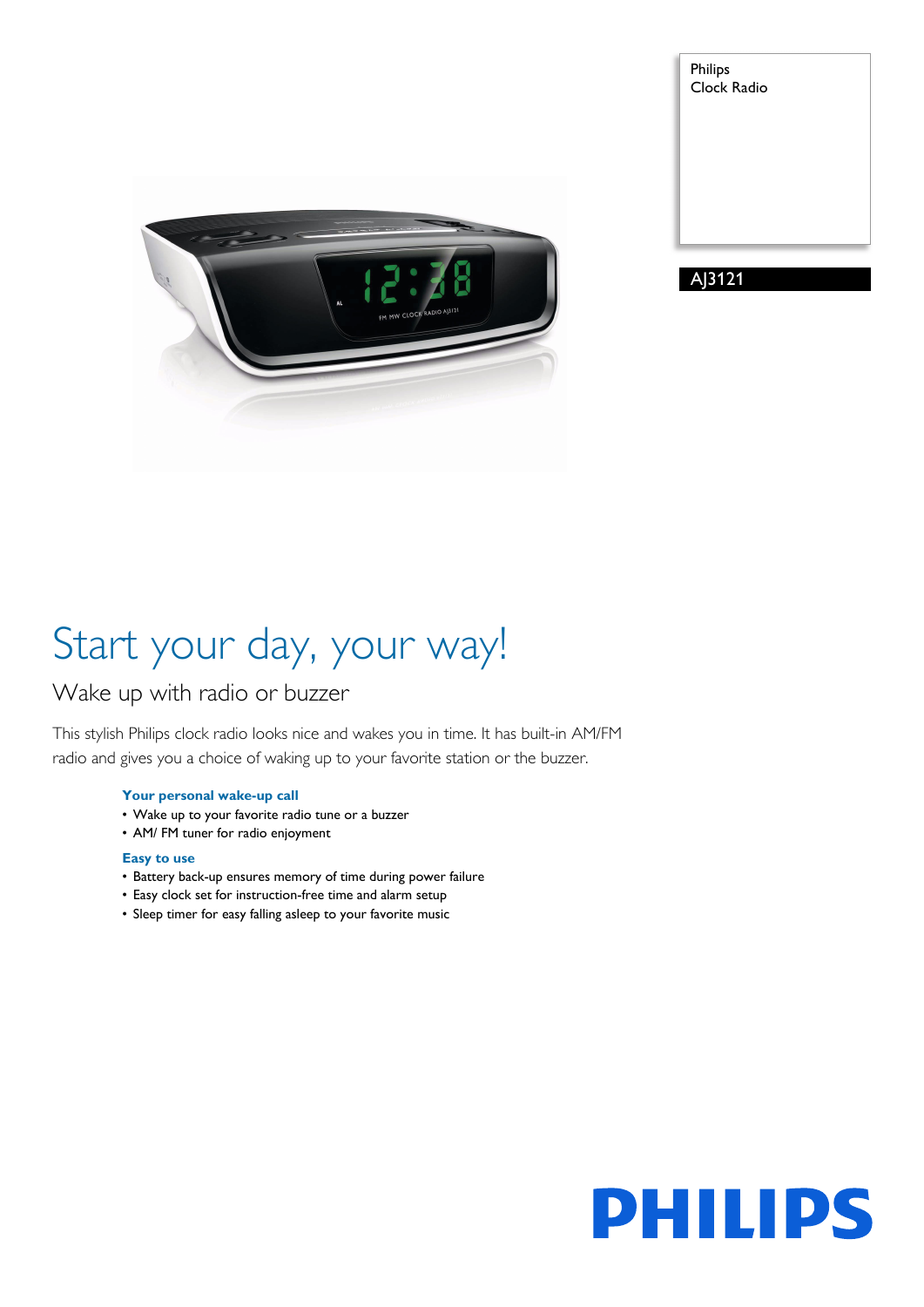Philips
Clock Radio

AJ3121

# Start your day, your way!

## Wake up with radio or buzzer

This stylish Philips clock radio looks nice and wakes you in time. It has built-in AM/FM radio and gives you a choice of waking up to your favorite station or the buzzer.

### Your personal wake-up call

- Wake up to your favorite radio tune or a buzzer
- AM/ FM tuner for radio enjoyment

### Easy to use

- Battery back-up ensures memory of time during power failure
- Easy clock set for instruction-free time and alarm setup
- Sleep timer for easy falling asleep to your favorite music

PHILIPS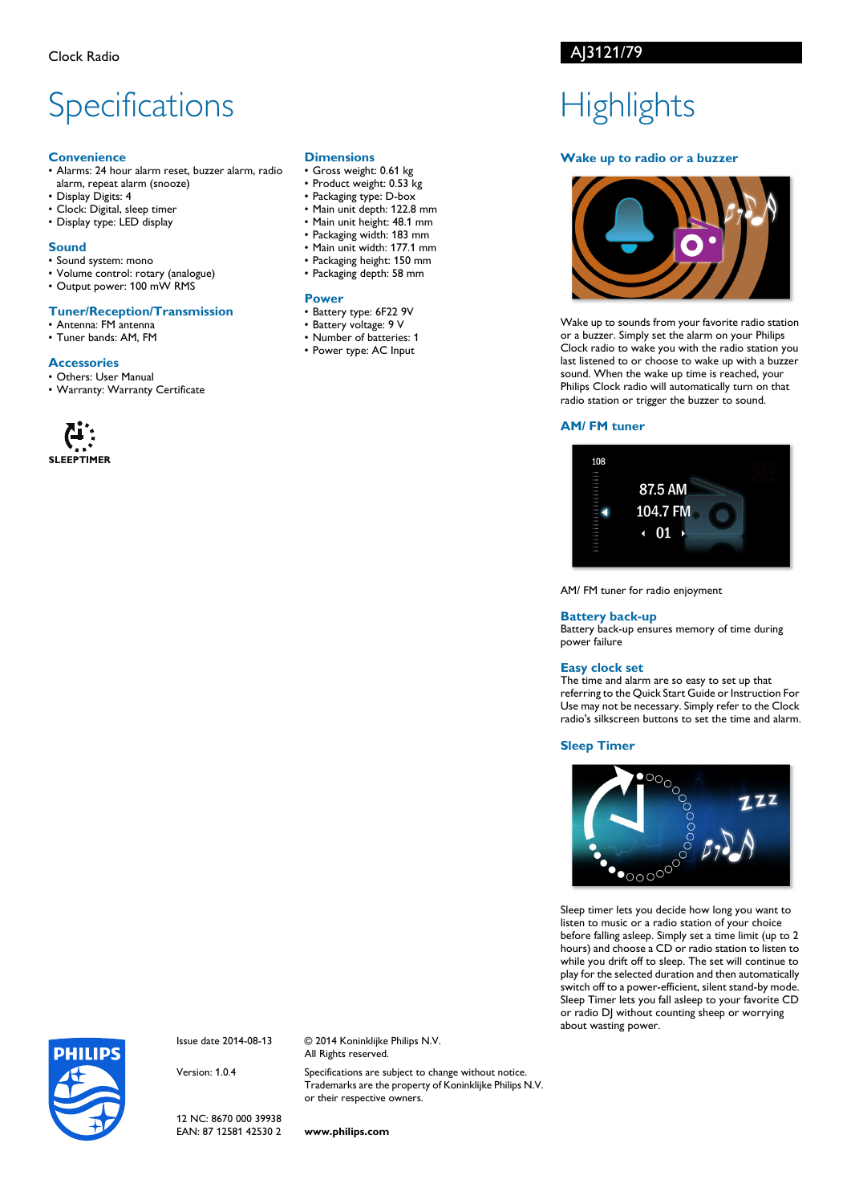Clock Radio

# Specifications

### Convenience

- Alarms: 24 hour alarm reset, buzzer alarm, radio alarm, repeat alarm (snooze)
- Display Digits: 4
- Clock: Digital, sleep timer
- Display type: LED display

### Sound

- Sound system: mono
- Volume control: rotary (analogue)
- Output power: 100 mW RMS

### Tuner/Reception/Transmission

- Antenna: FM antenna
- Tuner bands: AM, FM

### Accessories

- Others: User Manual
- Warranty: Warranty Certificate

SLEEPTIMER

### Dimensions

- Gross weight: 0.61 kg
- Product weight: 0.53 kg
- Packaging type: D-box
- Main unit depth: 122.8 mm
- Main unit height: 48.1 mm
- Packaging width: 183 mm
- Main unit width: 177.1 mm
- Packaging height: 150 mm
- Packaging depth: 58 mm

### Power

- Battery type: 6F22 9V
- Battery voltage: 9 V
- Number of batteries: 1
- Power type: AC Input

AJ3121/79

# Highlights

### Wake up to radio or a buzzer

Wake up to sounds from your favorite radio station or a buzzer. Simply set the alarm on your Philips Clock radio to wake you with the radio station you last listened to or choose to wake up with a buzzer sound. When the wake up time is reached, your Philips Clock radio will automatically turn on that radio station or trigger the buzzer to sound.

### AM/ FM tuner

AM/ FM tuner for radio enjoyment

### Battery back-up

Battery back-up ensures memory of time during power failure

### Easy clock set

The time and alarm are so easy to set up that referring to the Quick Start Guide or Instruction For Use may not be necessary. Simply refer to the Clock radio's silkscreen buttons to set the time and alarm.

### Sleep Timer

Sleep timer lets you decide how long you want to listen to music or a radio station of your choice before falling asleep. Simply set a time limit (up to 2 hours) and choose a CD or radio station to listen to while you drift off to sleep. The set will continue to play for the selected duration and then automatically switch off to a power-efficient, silent stand-by mode. Sleep Timer lets you fall asleep to your favorite CD or radio DJ without counting sheep or worrying about wasting power.

Issue date 2014-08-13

Version: 1.0.4

12 NC: 8670 000 39938
EAN: 87 12581 42530 2

© 2014 Koninklijke Philips N.V.
All Rights reserved.

Specifications are subject to change without notice. Trademarks are the property of Koninklijke Philips N.V. or their respective owners.

**www.philips.com**